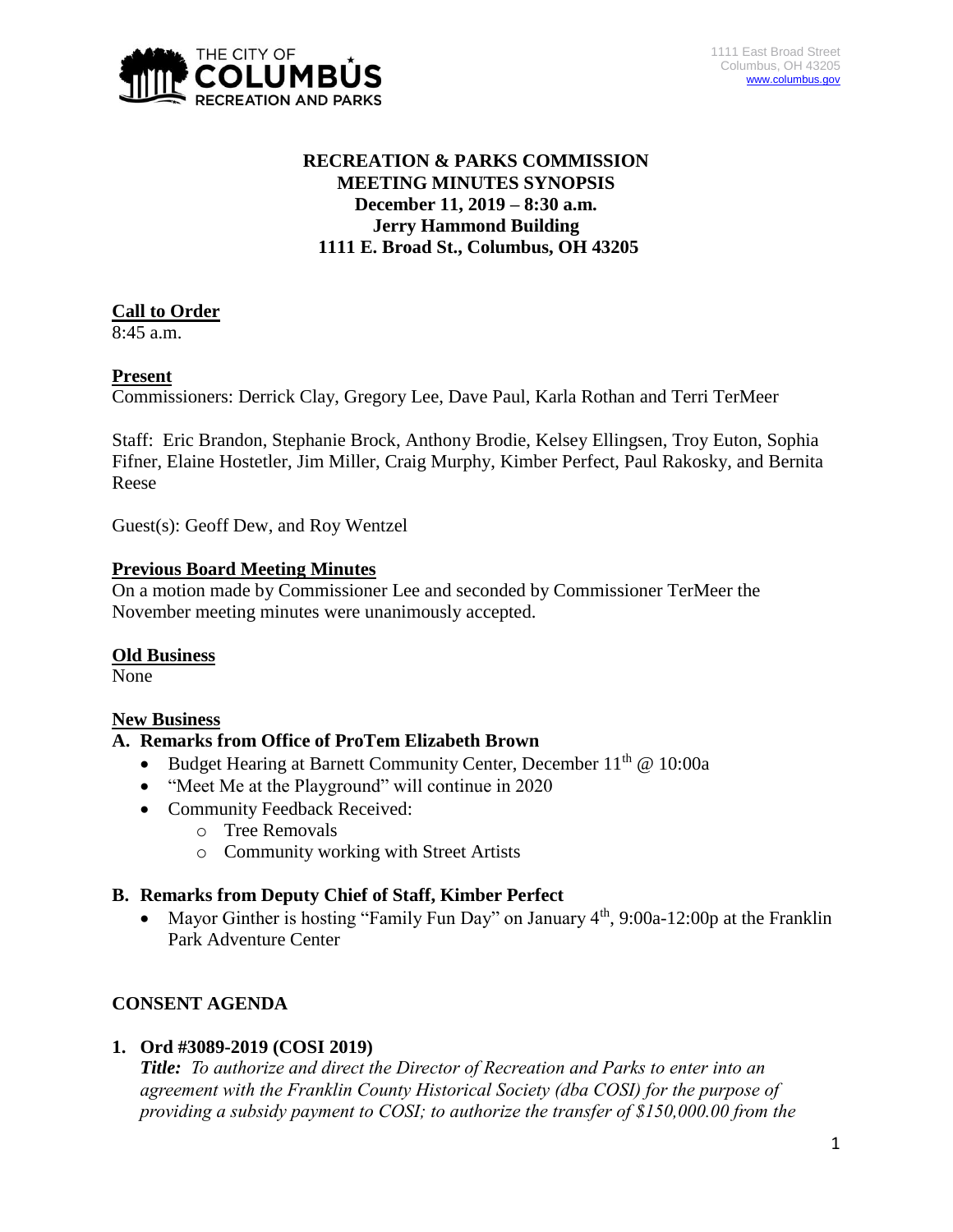1111 East Broad Street
Columbus, OH 43205
www.columbus.gov

**RECREATION & PARKS COMMISSION**
**MEETING MINUTES SYNOPSIS**
**December 11, 2019 – 8:30 a.m.**
**Jerry Hammond Building**
**1111 E. Broad St., Columbus, OH 43205**

## Call to Order

8:45 a.m.

## Present

Commissioners: Derrick Clay, Gregory Lee, Dave Paul, Karla Rothan and Terri TerMeer

Staff: Eric Brandon, Stephanie Brock, Anthony Brodie, Kelsey Ellingsen, Troy Euton, Sophia Fifner, Elaine Hostetler, Jim Miller, Craig Murphy, Kimber Perfect, Paul Rakosky, and Bernita Reese

Guest(s): Geoff Dew, and Roy Wentzel

## Previous Board Meeting Minutes

On a motion made by Commissioner Lee and seconded by Commissioner TerMeer the November meeting minutes were unanimously accepted.

## Old Business

None

## New Business

### A. Remarks from Office of ProTem Elizabeth Brown

- Budget Hearing at Barnett Community Center, December 11th @ 10:00a
- "Meet Me at the Playground" will continue in 2020
- Community Feedback Received:
  - Tree Removals
  - Community working with Street Artists

### B. Remarks from Deputy Chief of Staff, Kimber Perfect

- Mayor Ginther is hosting "Family Fun Day" on January 4th, 9:00a-12:00p at the Franklin Park Adventure Center

## CONSENT AGENDA

### 1. Ord #3089-2019 (COSI 2019)

***Title:*** *To authorize and direct the Director of Recreation and Parks to enter into an agreement with the Franklin County Historical Society (dba COSI) for the purpose of providing a subsidy payment to COSI; to authorize the transfer of $150,000.00 from the*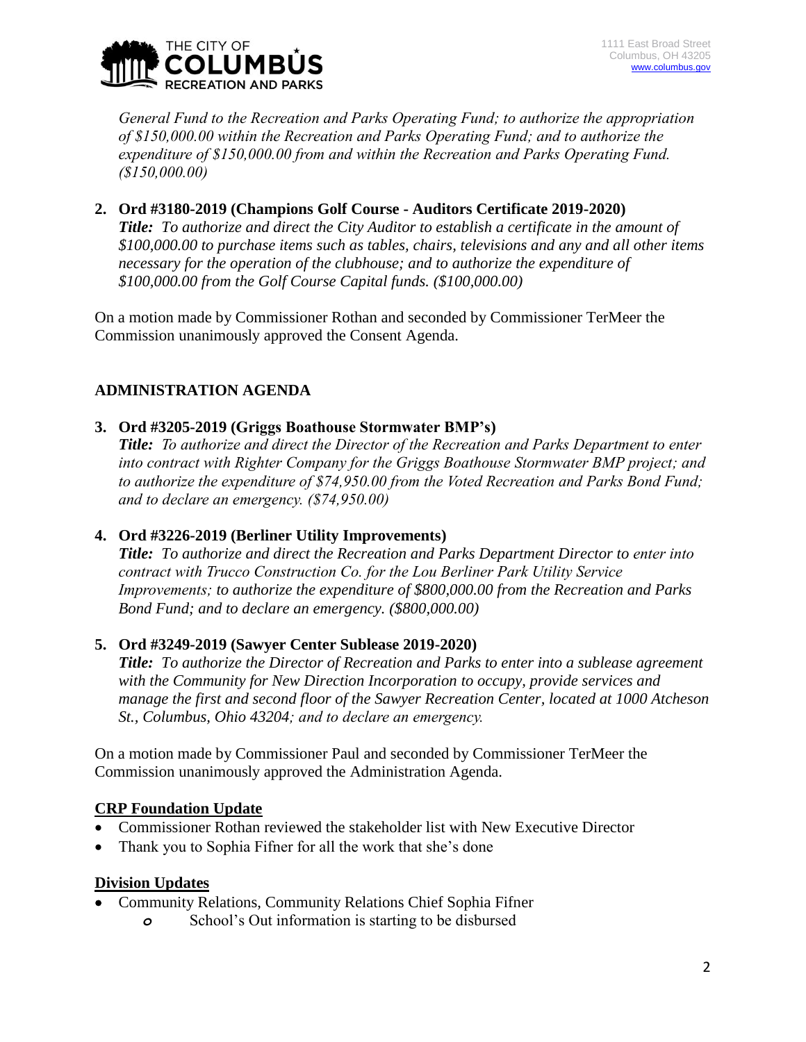*General Fund to the Recreation and Parks Operating Fund; to authorize the appropriation of $150,000.00 within the Recreation and Parks Operating Fund; and to authorize the expenditure of $150,000.00 from and within the Recreation and Parks Operating Fund. ($150,000.00)*

**2. Ord #3180-2019 (Champions Golf Course - Auditors Certificate 2019-2020)**
***Title:*** *To authorize and direct the City Auditor to establish a certificate in the amount of $100,000.00 to purchase items such as tables, chairs, televisions and any and all other items necessary for the operation of the clubhouse; and to authorize the expenditure of $100,000.00 from the Golf Course Capital funds. ($100,000.00)*

On a motion made by Commissioner Rothan and seconded by Commissioner TerMeer the Commission unanimously approved the Consent Agenda.

## ADMINISTRATION AGENDA

**3. Ord #3205-2019 (Griggs Boathouse Stormwater BMP's)**
***Title:*** *To authorize and direct the Director of the Recreation and Parks Department to enter into contract with Righter Company for the Griggs Boathouse Stormwater BMP project; and to authorize the expenditure of $74,950.00 from the Voted Recreation and Parks Bond Fund; and to declare an emergency. ($74,950.00)*

**4. Ord #3226-2019 (Berliner Utility Improvements)**
***Title:*** *To authorize and direct the Recreation and Parks Department Director to enter into contract with Trucco Construction Co. for the Lou Berliner Park Utility Service Improvements; to authorize the expenditure of $800,000.00 from the Recreation and Parks Bond Fund; and to declare an emergency. ($800,000.00)*

**5. Ord #3249-2019 (Sawyer Center Sublease 2019-2020)**
***Title:*** *To authorize the Director of Recreation and Parks to enter into a sublease agreement with the Community for New Direction Incorporation to occupy, provide services and manage the first and second floor of the Sawyer Recreation Center, located at 1000 Atcheson St., Columbus, Ohio 43204; and to declare an emergency.*

On a motion made by Commissioner Paul and seconded by Commissioner TerMeer the Commission unanimously approved the Administration Agenda.

### CRP Foundation Update

- Commissioner Rothan reviewed the stakeholder list with New Executive Director
- Thank you to Sophia Fifner for all the work that she's done

### Division Updates

- Community Relations, Community Relations Chief Sophia Fifner
  - School's Out information is starting to be disbursed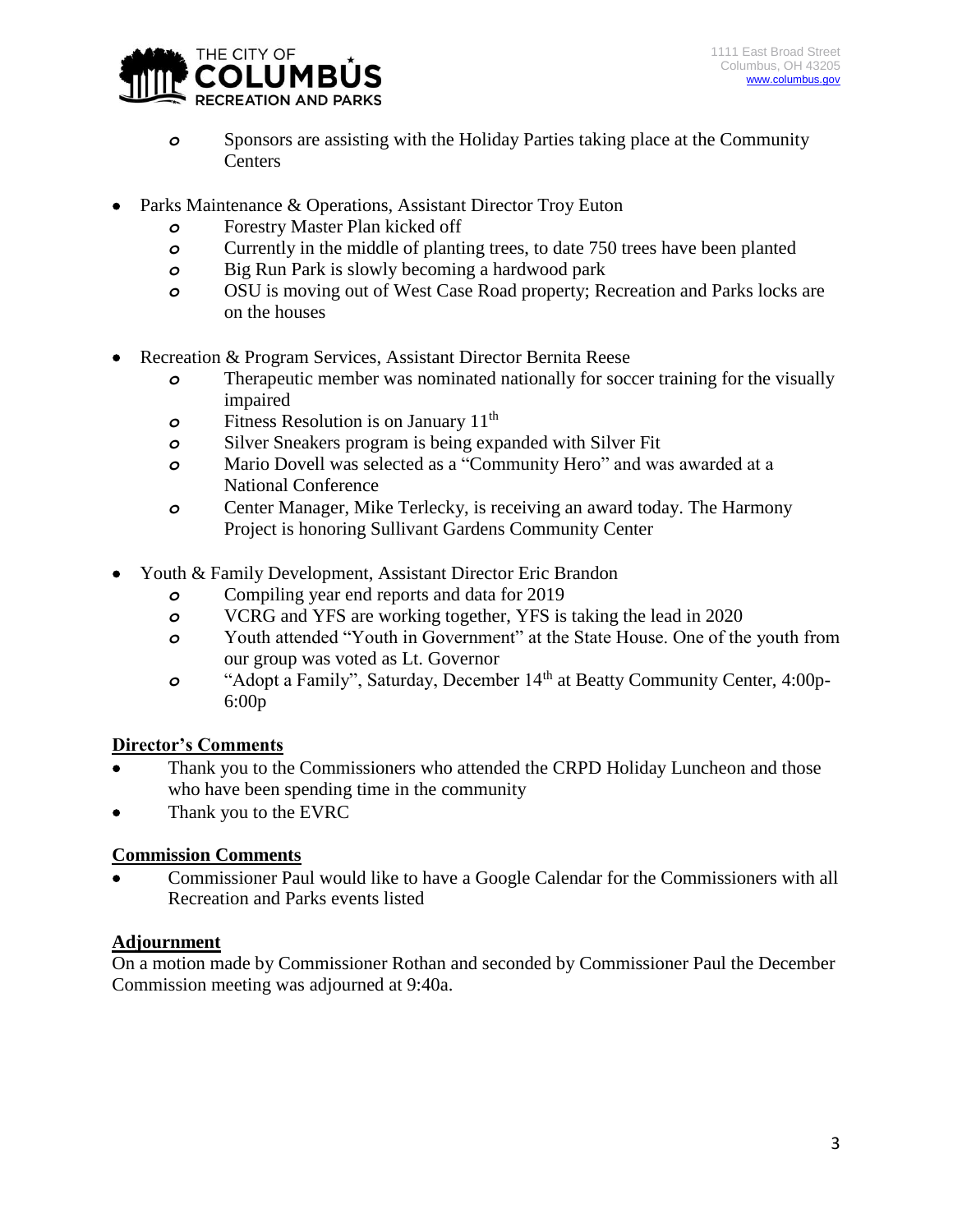- Sponsors are assisting with the Holiday Parties taking place at the Community Centers

- Parks Maintenance & Operations, Assistant Director Troy Euton
  - Forestry Master Plan kicked off
  - Currently in the middle of planting trees, to date 750 trees have been planted
  - Big Run Park is slowly becoming a hardwood park
  - OSU is moving out of West Case Road property; Recreation and Parks locks are on the houses

- Recreation & Program Services, Assistant Director Bernita Reese
  - Therapeutic member was nominated nationally for soccer training for the visually impaired
  - Fitness Resolution is on January 11th
  - Silver Sneakers program is being expanded with Silver Fit
  - Mario Dovell was selected as a "Community Hero" and was awarded at a National Conference
  - Center Manager, Mike Terlecky, is receiving an award today. The Harmony Project is honoring Sullivant Gardens Community Center

- Youth & Family Development, Assistant Director Eric Brandon
  - Compiling year end reports and data for 2019
  - VCRG and YFS are working together, YFS is taking the lead in 2020
  - Youth attended "Youth in Government" at the State House. One of the youth from our group was voted as Lt. Governor
  - "Adopt a Family", Saturday, December 14th at Beatty Community Center, 4:00p-6:00p

## Director's Comments

- Thank you to the Commissioners who attended the CRPD Holiday Luncheon and those who have been spending time in the community
- Thank you to the EVRC

## Commission Comments

- Commissioner Paul would like to have a Google Calendar for the Commissioners with all Recreation and Parks events listed

## Adjournment

On a motion made by Commissioner Rothan and seconded by Commissioner Paul the December Commission meeting was adjourned at 9:40a.